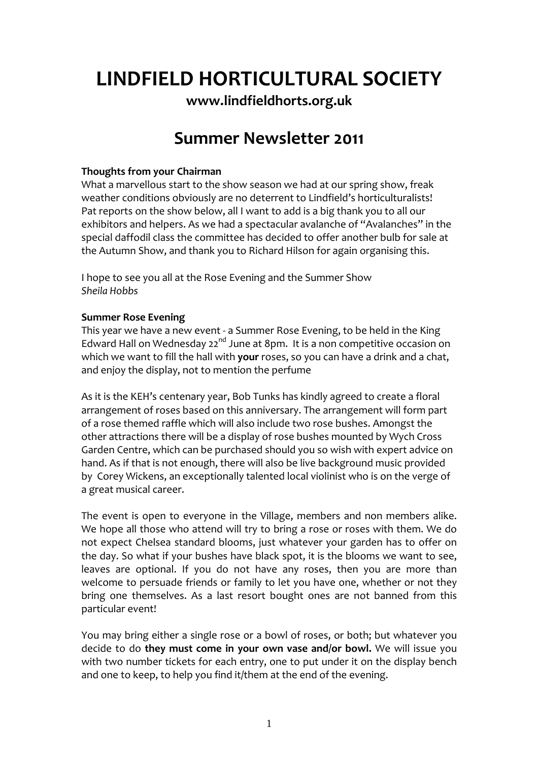# LINDFIELD HORTICULTURAL SOCIETY

**www.lindfieldhorts.org.uk**

## Summer Newsletter 2011

**Thoughts from your Chairman**

What a marvellous start to the show season we had at our spring show, freak weather conditions obviously are no deterrent to Lindfield's horticulturalists! Pat reports on the show below, all I want to add is a big thank you to all our exhibitors and helpers. As we had a spectacular avalanche of "Avalanches" in the special daffodil class the committee has decided to offer another bulb for sale at the Autumn Show, and thank you to Richard Hilson for again organising this.

I hope to see you all at the Rose Evening and the Summer Show

*Sheila Hobbs*

**Summer Rose Evening**

This year we have a new event - a Summer Rose Evening, to be held in the King Edward Hall on Wednesday 22nd June at 8pm. It is a non competitive occasion on which we want to fill the hall with **your** roses, so you can have a drink and a chat, and enjoy the display, not to mention the perfume

As it is the KEH's centenary year, Bob Tunks has kindly agreed to create a floral arrangement of roses based on this anniversary. The arrangement will form part of a rose themed raffle which will also include two rose bushes. Amongst the other attractions there will be a display of rose bushes mounted by Wych Cross Garden Centre, which can be purchased should you so wish with expert advice on hand. As if that is not enough, there will also be live background music provided by Corey Wickens, an exceptionally talented local violinist who is on the verge of a great musical career.

The event is open to everyone in the Village, members and non members alike. We hope all those who attend will try to bring a rose or roses with them. We do not expect Chelsea standard blooms, just whatever your garden has to offer on the day. So what if your bushes have black spot, it is the blooms we want to see, leaves are optional. If you do not have any roses, then you are more than welcome to persuade friends or family to let you have one, whether or not they bring one themselves. As a last resort bought ones are not banned from this particular event!

You may bring either a single rose or a bowl of roses, or both; but whatever you decide to do **they must come in your own vase and/or bowl.** We will issue you with two number tickets for each entry, one to put under it on the display bench and one to keep, to help you find it/them at the end of the evening.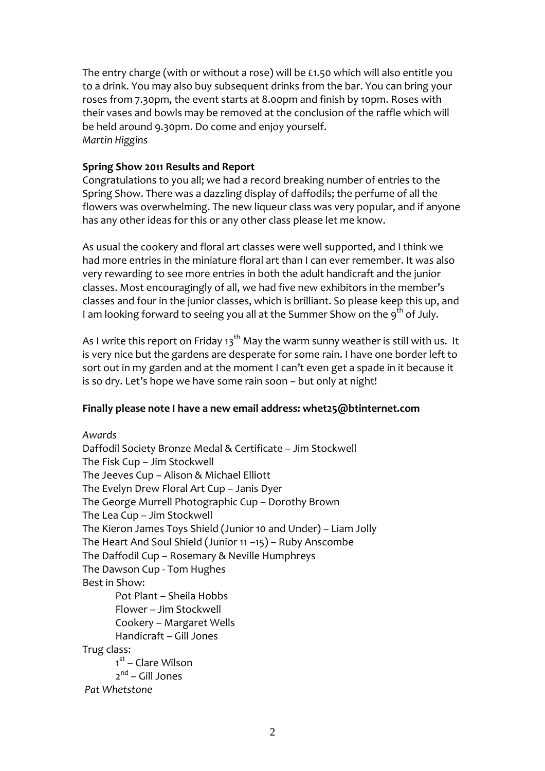The entry charge (with or without a rose) will be £1.50 which will also entitle you to a drink. You may also buy subsequent drinks from the bar. You can bring your roses from 7.30pm, the event starts at 8.00pm and finish by 10pm. Roses with their vases and bowls may be removed at the conclusion of the raffle which will be held around 9.30pm. Do come and enjoy yourself.
*Martin Higgins*

**Spring Show 2011 Results and Report**

Congratulations to you all; we had a record breaking number of entries to the Spring Show. There was a dazzling display of daffodils; the perfume of all the flowers was overwhelming. The new liqueur class was very popular, and if anyone has any other ideas for this or any other class please let me know.

As usual the cookery and floral art classes were well supported, and I think we had more entries in the miniature floral art than I can ever remember. It was also very rewarding to see more entries in both the adult handicraft and the junior classes. Most encouragingly of all, we had five new exhibitors in the member's classes and four in the junior classes, which is brilliant. So please keep this up, and I am looking forward to seeing you all at the Summer Show on the 9th of July.

As I write this report on Friday 13th May the warm sunny weather is still with us. It is very nice but the gardens are desperate for some rain. I have one border left to sort out in my garden and at the moment I can't even get a spade in it because it is so dry. Let's hope we have some rain soon – but only at night!

**Finally please note I have a new email address: whet25@btinternet.com**

*Awards*

Daffodil Society Bronze Medal & Certificate – Jim Stockwell
The Fisk Cup – Jim Stockwell
The Jeeves Cup – Alison & Michael Elliott
The Evelyn Drew Floral Art Cup – Janis Dyer
The George Murrell Photographic Cup – Dorothy Brown
The Lea Cup – Jim Stockwell
The Kieron James Toys Shield (Junior 10 and Under) – Liam Jolly
The Heart And Soul Shield (Junior 11 –15) – Ruby Anscombe
The Daffodil Cup – Rosemary & Neville Humphreys
The Dawson Cup - Tom Hughes
Best in Show:
- Pot Plant – Sheila Hobbs
- Flower – Jim Stockwell
- Cookery – Margaret Wells
- Handicraft – Gill Jones

Trug class:
- 1st – Clare Wilson
- 2nd – Gill Jones

*Pat Whetstone*